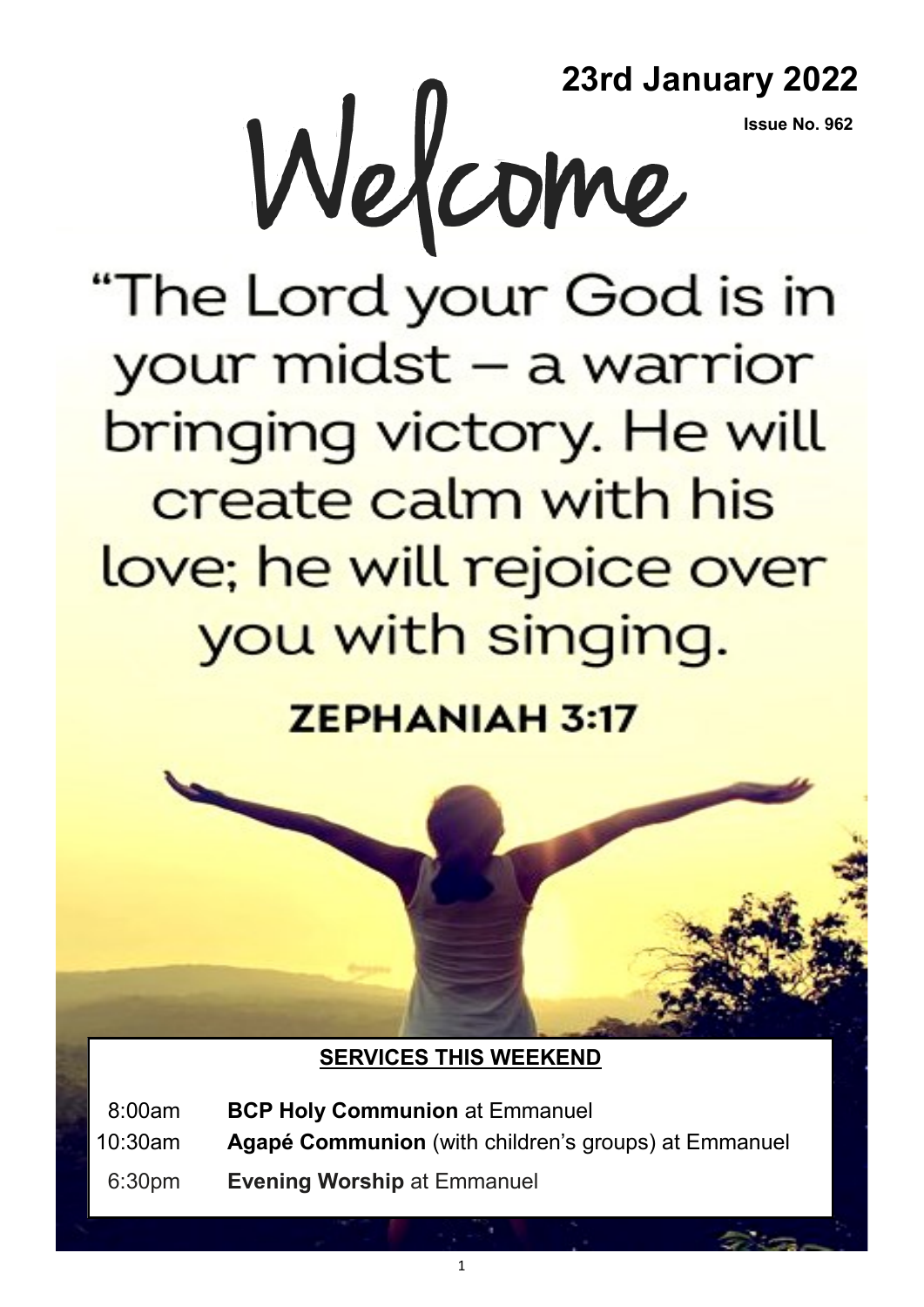# Welcome

**23rd January 2022**

**Issue No. 962**

"The Lord your God is in your midst – a warrior bringing victory. He will create calm with his love; he will rejoice over you with singing.

**ZEPHANIAH 3:17**

## SERVICES THIS WEEKEND

| | |
|---|---|
| 8:00am | **BCP Holy Communion** at Emmanuel |
| 10:30am | **Agapé Communion** (with children's groups) at Emmanuel |
| 6:30pm | **Evening Worship** at Emmanuel |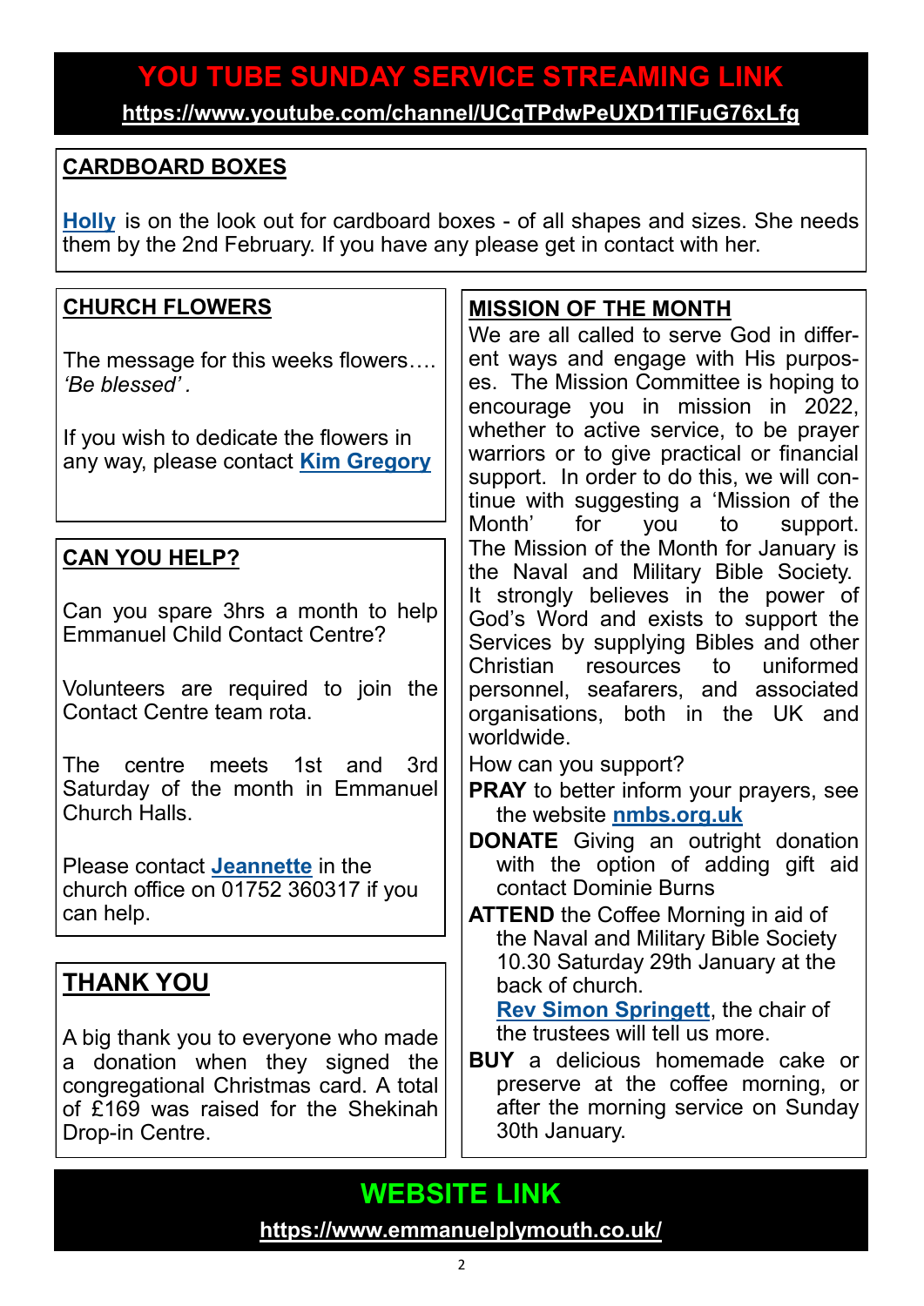# YOU TUBE SUNDAY SERVICE STREAMING LINK

**https://www.youtube.com/channel/UCqTPdwPeUXD1TlFuG76xLfg**

## CARDBOARD BOXES

**Holly** is on the look out for cardboard boxes - of all shapes and sizes. She needs them by the 2nd February. If you have any please get in contact with her.

## CHURCH FLOWERS

The message for this weeks flowers…. *'Be blessed'*.

If you wish to dedicate the flowers in any way, please contact **Kim Gregory**

## CAN YOU HELP?

Can you spare 3hrs a month to help Emmanuel Child Contact Centre?

Volunteers are required to join the Contact Centre team rota.

The centre meets 1st and 3rd Saturday of the month in Emmanuel Church Halls.

Please contact **Jeannette** in the church office on 01752 360317 if you can help.

## THANK YOU

A big thank you to everyone who made a donation when they signed the congregational Christmas card. A total of £169 was raised for the Shekinah Drop-in Centre.

## MISSION OF THE MONTH

We are all called to serve God in different ways and engage with His purposes. The Mission Committee is hoping to encourage you in mission in 2022, whether to active service, to be prayer warriors or to give practical or financial support. In order to do this, we will continue with suggesting a 'Mission of the Month' for you to support. The Mission of the Month for January is the Naval and Military Bible Society. It strongly believes in the power of God's Word and exists to support the Services by supplying Bibles and other Christian resources to uniformed personnel, seafarers, and associated organisations, both in the UK and worldwide.

How can you support?

**PRAY** to better inform your prayers, see the website **nmbs.org.uk**

**DONATE** Giving an outright donation with the option of adding gift aid contact Dominie Burns

**ATTEND** the Coffee Morning in aid of the Naval and Military Bible Society 10.30 Saturday 29th January at the back of church. **Rev Simon Springett**, the chair of the trustees will tell us more.

**BUY** a delicious homemade cake or preserve at the coffee morning, or after the morning service on Sunday 30th January.

# WEBSITE LINK

**https://www.emmanuelplymouth.co.uk/**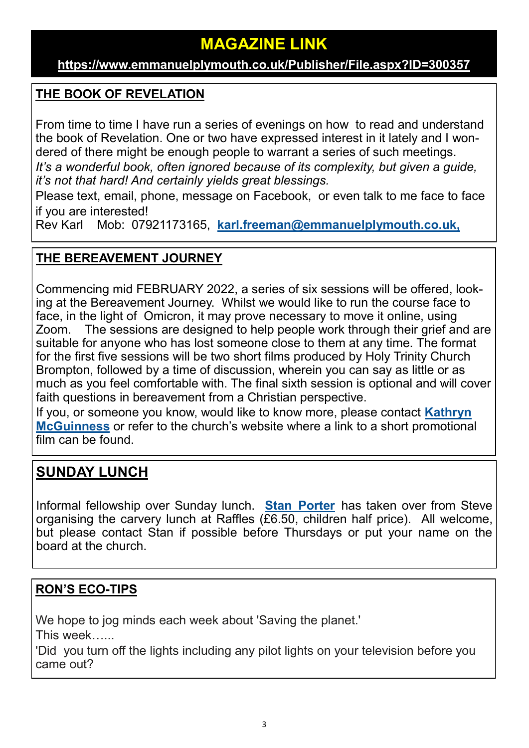# MAGAZINE LINK

**https://www.emmanuelplymouth.co.uk/Publisher/File.aspx?ID=300357**

## THE BOOK OF REVELATION

From time to time I have run a series of evenings on how to read and understand the book of Revelation. One or two have expressed interest in it lately and I wondered of there might be enough people to warrant a series of such meetings.

*It's a wonderful book, often ignored because of its complexity, but given a guide, it's not that hard! And certainly yields great blessings.*

Please text, email, phone, message on Facebook, or even talk to me face to face if you are interested!

Rev Karl Mob: 07921173165, **karl.freeman@emmanuelplymouth.co.uk,**

## THE BEREAVEMENT JOURNEY

Commencing mid FEBRUARY 2022, a series of six sessions will be offered, looking at the Bereavement Journey. Whilst we would like to run the course face to face, in the light of Omicron, it may prove necessary to move it online, using Zoom. The sessions are designed to help people work through their grief and are suitable for anyone who has lost someone close to them at any time. The format for the first five sessions will be two short films produced by Holy Trinity Church Brompton, followed by a time of discussion, wherein you can say as little or as much as you feel comfortable with. The final sixth session is optional and will cover faith questions in bereavement from a Christian perspective.

If you, or someone you know, would like to know more, please contact **Kathryn McGuinness** or refer to the church's website where a link to a short promotional film can be found.

## SUNDAY LUNCH

Informal fellowship over Sunday lunch. **Stan Porter** has taken over from Steve organising the carvery lunch at Raffles (£6.50, children half price). All welcome, but please contact Stan if possible before Thursdays or put your name on the board at the church.

## RON'S ECO-TIPS

We hope to jog minds each week about 'Saving the planet.'

This week…...

'Did you turn off the lights including any pilot lights on your television before you came out?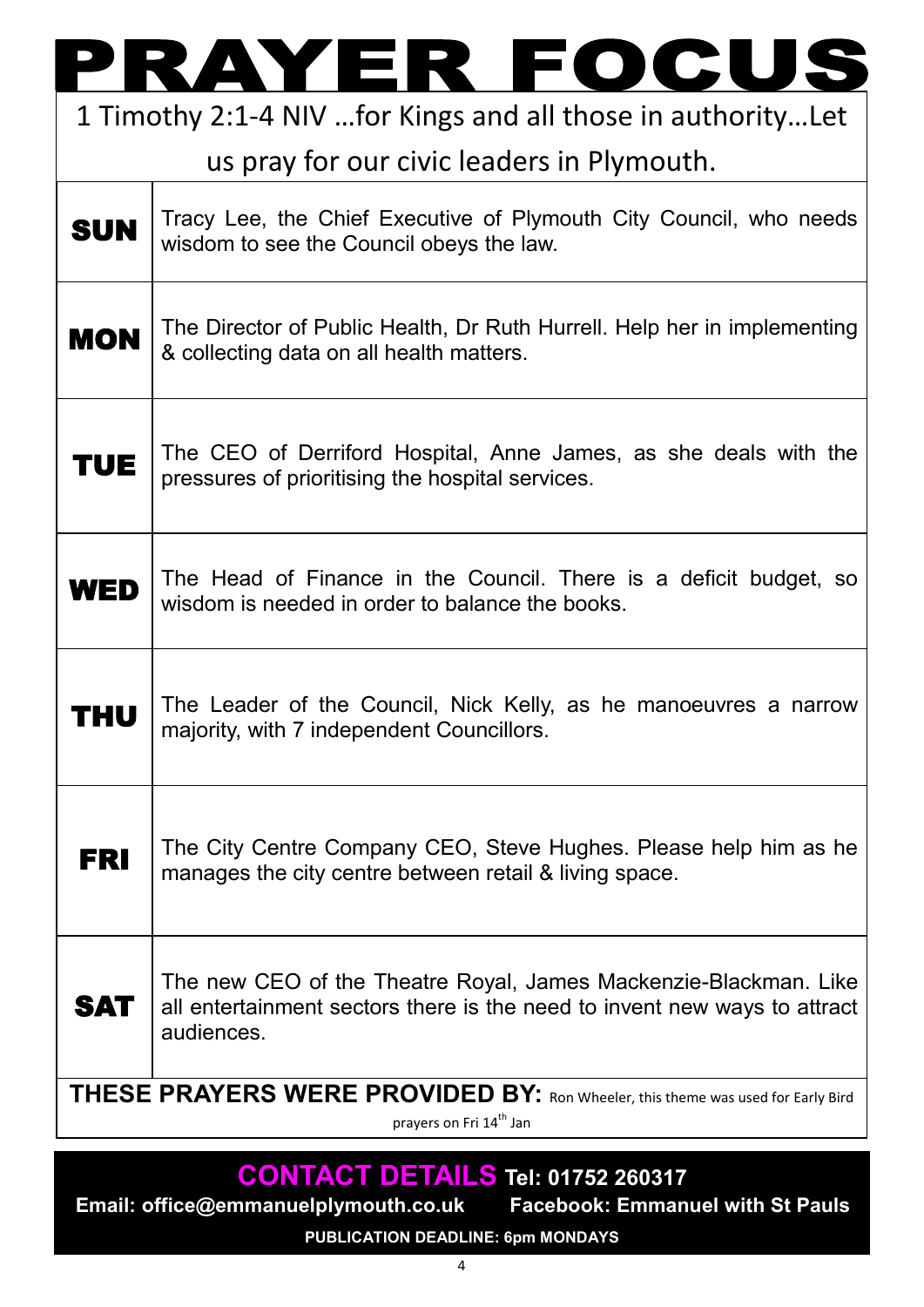# PRAYER FOCUS

1 Timothy 2:1-4 NIV …for Kings and all those in authority…Let us pray for our civic leaders in Plymouth.

| | |
|---|---|
| **SUN** | Tracy Lee, the Chief Executive of Plymouth City Council, who needs wisdom to see the Council obeys the law. |
| **MON** | The Director of Public Health, Dr Ruth Hurrell. Help her in implementing & collecting data on all health matters. |
| **TUE** | The CEO of Derriford Hospital, Anne James, as she deals with the pressures of prioritising the hospital services. |
| **WED** | The Head of Finance in the Council. There is a deficit budget, so wisdom is needed in order to balance the books. |
| **THU** | The Leader of the Council, Nick Kelly, as he manoeuvres a narrow majority, with 7 independent Councillors. |
| **FRI** | The City Centre Company CEO, Steve Hughes. Please help him as he manages the city centre between retail & living space. |
| **SAT** | The new CEO of the Theatre Royal, James Mackenzie-Blackman. Like all entertainment sectors there is the need to invent new ways to attract audiences. |

**THESE PRAYERS WERE PROVIDED BY:** Ron Wheeler, this theme was used for Early Bird prayers on Fri 14th Jan

**CONTACT DETAILS Tel: 01752 260317**

**Email: office@emmanuelplymouth.co.uk Facebook: Emmanuel with St Pauls**

**PUBLICATION DEADLINE: 6pm MONDAYS**